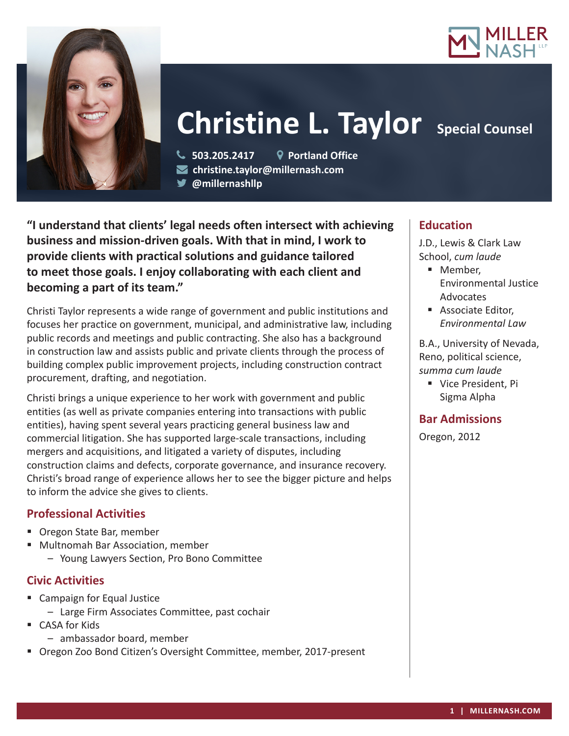# Christine L. Taylor

**Special Counsel**

503.205.2417 | Portland Office
christine.taylor@millernash.com
@millernashllp

**"I understand that clients' legal needs often intersect with achieving business and mission-driven goals. With that in mind, I work to provide clients with practical solutions and guidance tailored to meet those goals. I enjoy collaborating with each client and becoming a part of its team."**

Christi Taylor represents a wide range of government and public institutions and focuses her practice on government, municipal, and administrative law, including public records and meetings and public contracting. She also has a background in construction law and assists public and private clients through the process of building complex public improvement projects, including construction contract procurement, drafting, and negotiation.

Christi brings a unique experience to her work with government and public entities (as well as private companies entering into transactions with public entities), having spent several years practicing general business law and commercial litigation. She has supported large-scale transactions, including mergers and acquisitions, and litigated a variety of disputes, including construction claims and defects, corporate governance, and insurance recovery. Christi's broad range of experience allows her to see the bigger picture and helps to inform the advice she gives to clients.

## Professional Activities

- Oregon State Bar, member
- Multnomah Bar Association, member
  - Young Lawyers Section, Pro Bono Committee

## Civic Activities

- Campaign for Equal Justice
  - Large Firm Associates Committee, past cochair
- CASA for Kids
  - ambassador board, member
- Oregon Zoo Bond Citizen's Oversight Committee, member, 2017-present

## Education

J.D., Lewis & Clark Law School, *cum laude*

- Member, Environmental Justice Advocates
- Associate Editor, *Environmental Law*

B.A., University of Nevada, Reno, political science, *summa cum laude*

- Vice President, Pi Sigma Alpha

## Bar Admissions

Oregon, 2012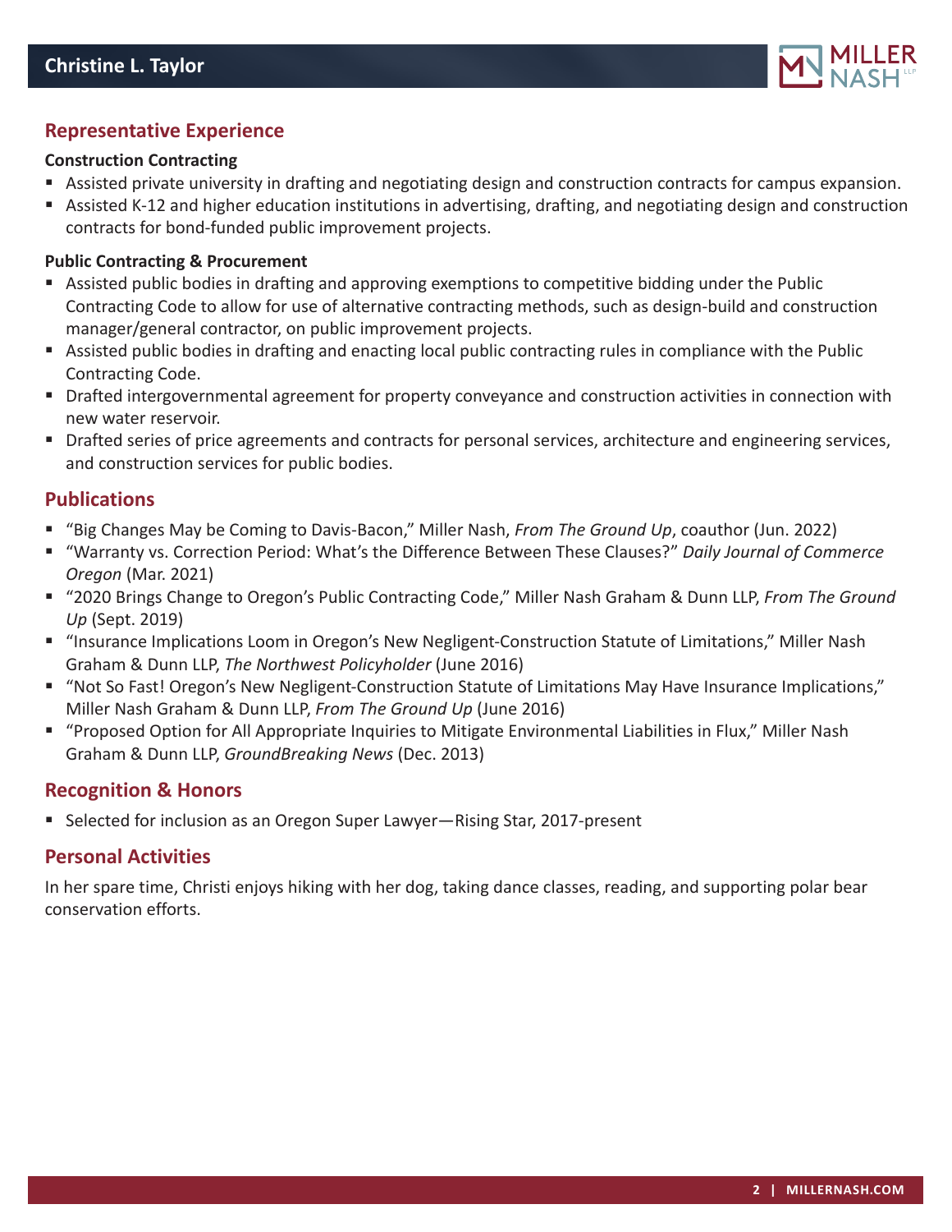## Representative Experience

### Construction Contracting

- Assisted private university in drafting and negotiating design and construction contracts for campus expansion.
- Assisted K-12 and higher education institutions in advertising, drafting, and negotiating design and construction contracts for bond-funded public improvement projects.

### Public Contracting & Procurement

- Assisted public bodies in drafting and approving exemptions to competitive bidding under the Public Contracting Code to allow for use of alternative contracting methods, such as design-build and construction manager/general contractor, on public improvement projects.
- Assisted public bodies in drafting and enacting local public contracting rules in compliance with the Public Contracting Code.
- Drafted intergovernmental agreement for property conveyance and construction activities in connection with new water reservoir.
- Drafted series of price agreements and contracts for personal services, architecture and engineering services, and construction services for public bodies.

## Publications

- "Big Changes May be Coming to Davis-Bacon," Miller Nash, *From The Ground Up*, coauthor (Jun. 2022)
- "Warranty vs. Correction Period: What's the Difference Between These Clauses?" *Daily Journal of Commerce Oregon* (Mar. 2021)
- "2020 Brings Change to Oregon's Public Contracting Code," Miller Nash Graham & Dunn LLP, *From The Ground Up* (Sept. 2019)
- "Insurance Implications Loom in Oregon's New Negligent-Construction Statute of Limitations," Miller Nash Graham & Dunn LLP, *The Northwest Policyholder* (June 2016)
- "Not So Fast! Oregon's New Negligent-Construction Statute of Limitations May Have Insurance Implications," Miller Nash Graham & Dunn LLP, *From The Ground Up* (June 2016)
- "Proposed Option for All Appropriate Inquiries to Mitigate Environmental Liabilities in Flux," Miller Nash Graham & Dunn LLP, *GroundBreaking News* (Dec. 2013)

## Recognition & Honors

- Selected for inclusion as an Oregon Super Lawyer—Rising Star, 2017-present

## Personal Activities

In her spare time, Christi enjoys hiking with her dog, taking dance classes, reading, and supporting polar bear conservation efforts.